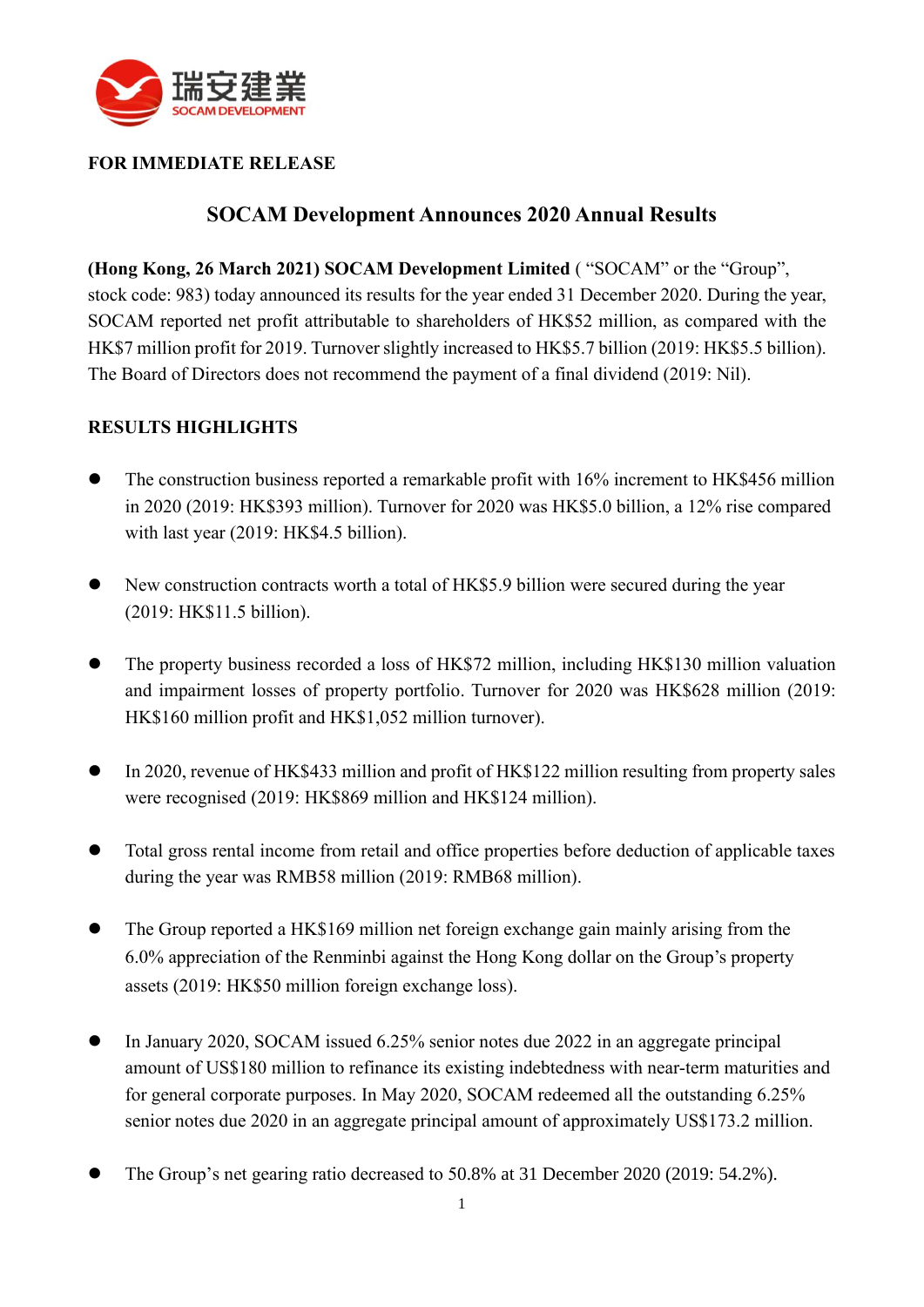瑞安建業
SOCAM DEVELOPMENT

**FOR IMMEDIATE RELEASE**

## SOCAM Development Announces 2020 Annual Results

**(Hong Kong, 26 March 2021) SOCAM Development Limited** ( "SOCAM" or the "Group", stock code: 983) today announced its results for the year ended 31 December 2020. During the year, SOCAM reported net profit attributable to shareholders of HK$52 million, as compared with the HK$7 million profit for 2019. Turnover slightly increased to HK$5.7 billion (2019: HK$5.5 billion). The Board of Directors does not recommend the payment of a final dividend (2019: Nil).

**RESULTS HIGHLIGHTS**

- The construction business reported a remarkable profit with 16% increment to HK$456 million in 2020 (2019: HK$393 million). Turnover for 2020 was HK$5.0 billion, a 12% rise compared with last year (2019: HK$4.5 billion).
- New construction contracts worth a total of HK$5.9 billion were secured during the year (2019: HK$11.5 billion).
- The property business recorded a loss of HK$72 million, including HK$130 million valuation and impairment losses of property portfolio. Turnover for 2020 was HK$628 million (2019: HK$160 million profit and HK$1,052 million turnover).
- In 2020, revenue of HK$433 million and profit of HK$122 million resulting from property sales were recognised (2019: HK$869 million and HK$124 million).
- Total gross rental income from retail and office properties before deduction of applicable taxes during the year was RMB58 million (2019: RMB68 million).
- The Group reported a HK$169 million net foreign exchange gain mainly arising from the 6.0% appreciation of the Renminbi against the Hong Kong dollar on the Group's property assets (2019: HK$50 million foreign exchange loss).
- In January 2020, SOCAM issued 6.25% senior notes due 2022 in an aggregate principal amount of US$180 million to refinance its existing indebtedness with near-term maturities and for general corporate purposes. In May 2020, SOCAM redeemed all the outstanding 6.25% senior notes due 2020 in an aggregate principal amount of approximately US$173.2 million.
- The Group's net gearing ratio decreased to 50.8% at 31 December 2020 (2019: 54.2%).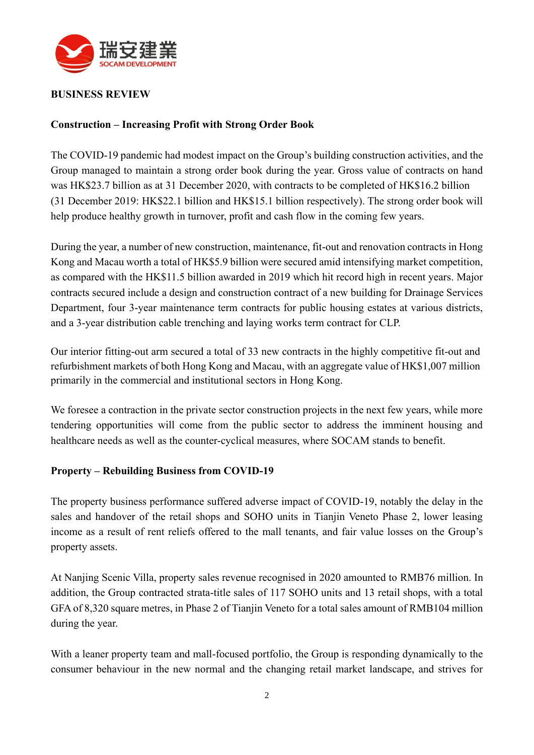**BUSINESS REVIEW**

**Construction – Increasing Profit with Strong Order Book**

The COVID-19 pandemic had modest impact on the Group's building construction activities, and the Group managed to maintain a strong order book during the year. Gross value of contracts on hand was HK$23.7 billion as at 31 December 2020, with contracts to be completed of HK$16.2 billion (31 December 2019: HK$22.1 billion and HK$15.1 billion respectively). The strong order book will help produce healthy growth in turnover, profit and cash flow in the coming few years.

During the year, a number of new construction, maintenance, fit-out and renovation contracts in Hong Kong and Macau worth a total of HK$5.9 billion were secured amid intensifying market competition, as compared with the HK$11.5 billion awarded in 2019 which hit record high in recent years. Major contracts secured include a design and construction contract of a new building for Drainage Services Department, four 3-year maintenance term contracts for public housing estates at various districts, and a 3-year distribution cable trenching and laying works term contract for CLP.

Our interior fitting-out arm secured a total of 33 new contracts in the highly competitive fit-out and refurbishment markets of both Hong Kong and Macau, with an aggregate value of HK$1,007 million primarily in the commercial and institutional sectors in Hong Kong.

We foresee a contraction in the private sector construction projects in the next few years, while more tendering opportunities will come from the public sector to address the imminent housing and healthcare needs as well as the counter-cyclical measures, where SOCAM stands to benefit.

**Property – Rebuilding Business from COVID-19**

The property business performance suffered adverse impact of COVID-19, notably the delay in the sales and handover of the retail shops and SOHO units in Tianjin Veneto Phase 2, lower leasing income as a result of rent reliefs offered to the mall tenants, and fair value losses on the Group's property assets.

At Nanjing Scenic Villa, property sales revenue recognised in 2020 amounted to RMB76 million. In addition, the Group contracted strata-title sales of 117 SOHO units and 13 retail shops, with a total GFA of 8,320 square metres, in Phase 2 of Tianjin Veneto for a total sales amount of RMB104 million during the year.

With a leaner property team and mall-focused portfolio, the Group is responding dynamically to the consumer behaviour in the new normal and the changing retail market landscape, and strives for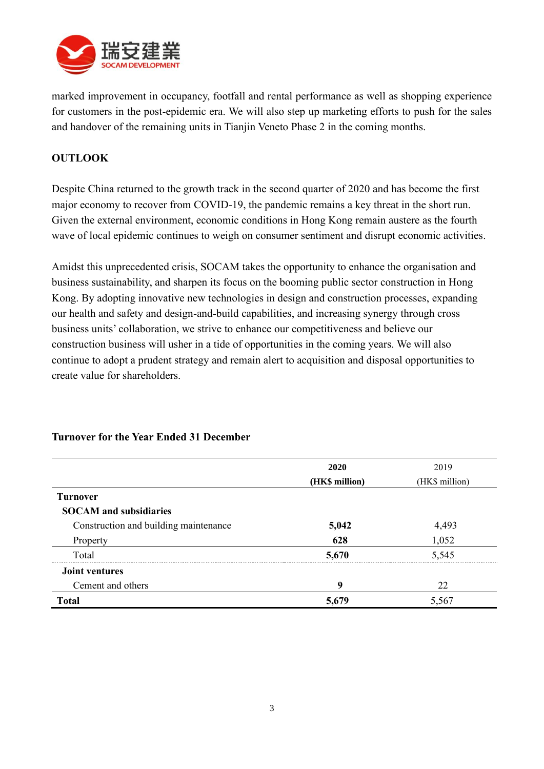marked improvement in occupancy, footfall and rental performance as well as shopping experience for customers in the post-epidemic era. We will also step up marketing efforts to push for the sales and handover of the remaining units in Tianjin Veneto Phase 2 in the coming months.

## OUTLOOK

Despite China returned to the growth track in the second quarter of 2020 and has become the first major economy to recover from COVID-19, the pandemic remains a key threat in the short run. Given the external environment, economic conditions in Hong Kong remain austere as the fourth wave of local epidemic continues to weigh on consumer sentiment and disrupt economic activities.

Amidst this unprecedented crisis, SOCAM takes the opportunity to enhance the organisation and business sustainability, and sharpen its focus on the booming public sector construction in Hong Kong. By adopting innovative new technologies in design and construction processes, expanding our health and safety and design-and-build capabilities, and increasing synergy through cross business units' collaboration, we strive to enhance our competitiveness and believe our construction business will usher in a tide of opportunities in the coming years. We will also continue to adopt a prudent strategy and remain alert to acquisition and disposal opportunities to create value for shareholders.

### Turnover for the Year Ended 31 December

| | **2020 (HK$ million)** | 2019 (HK$ million) |
|---|---|---|
| **Turnover** | | |
| **SOCAM and subsidiaries** | | |
| Construction and building maintenance | **5,042** | 4,493 |
| Property | **628** | 1,052 |
| Total | **5,670** | 5,545 |
| **Joint ventures** | | |
| Cement and others | **9** | 22 |
| **Total** | **5,679** | 5,567 |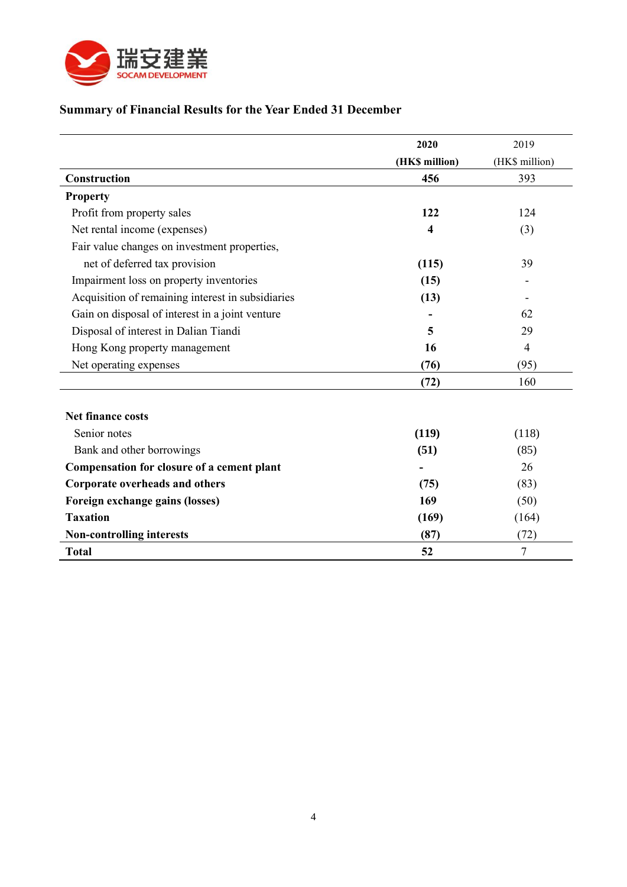瑞安建業
SOCAM DEVELOPMENT

**Summary of Financial Results for the Year Ended 31 December**

| | **2020 (HK$ million)** | 2019 (HK$ million) |
|---|---|---|
| **Construction** | **456** | 393 |
| **Property** | | |
| Profit from property sales | **122** | 124 |
| Net rental income (expenses) | **4** | (3) |
| Fair value changes on investment properties, net of deferred tax provision | **(115)** | 39 |
| Impairment loss on property inventories | **(15)** | - |
| Acquisition of remaining interest in subsidiaries | **(13)** | - |
| Gain on disposal of interest in a joint venture | **-** | 62 |
| Disposal of interest in Dalian Tiandi | **5** | 29 |
| Hong Kong property management | **16** | 4 |
| Net operating expenses | **(76)** | (95) |
| | **(72)** | 160 |
| | | |
| **Net finance costs** | | |
| Senior notes | **(119)** | (118) |
| Bank and other borrowings | **(51)** | (85) |
| **Compensation for closure of a cement plant** | **-** | 26 |
| **Corporate overheads and others** | **(75)** | (83) |
| **Foreign exchange gains (losses)** | **169** | (50) |
| **Taxation** | **(169)** | (164) |
| **Non-controlling interests** | **(87)** | (72) |
| **Total** | **52** | 7 |